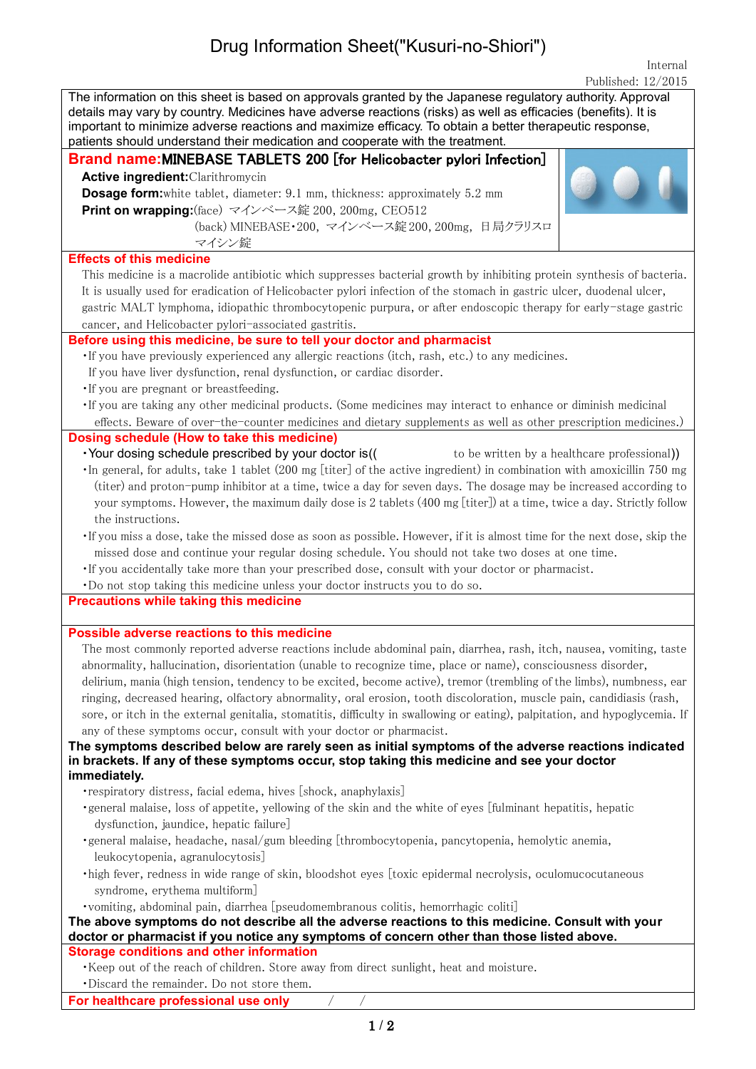# Drug Information Sheet("Kusuri-no-Shiori")

Internal

Published: 12/2015

The information on this sheet is based on approvals granted by the Japanese regulatory authority. Approval details may vary by country. Medicines have adverse reactions (risks) as well as efficacies (benefits). It is important to minimize adverse reactions and maximize efficacy. To obtain a better therapeutic response, patients should understand their medication and cooperate with the treatment.

## Brand name:MINEBASE TABLETS 200 [for Helicobacter pylori Infection]

**Active ingredient:**Clarithromycin

**Dosage form:**white tablet, diameter: 9.1 mm, thickness: approximately 5.2 mm

**Print on wrapping:**(face) マインベース錠 200, 200mg, CEO512

(back) MINEBASE・200, マインベース錠 200, 200mg, 日局クラリスロマイシン錠

## Effects of this medicine

This medicine is a macrolide antibiotic which suppresses bacterial growth by inhibiting protein synthesis of bacteria. It is usually used for eradication of Helicobacter pylori infection of the stomach in gastric ulcer, duodenal ulcer, gastric MALT lymphoma, idiopathic thrombocytopenic purpura, or after endoscopic therapy for early-stage gastric cancer, and Helicobacter pylori-associated gastritis.

## Before using this medicine, be sure to tell your doctor and pharmacist

- If you have previously experienced any allergic reactions (itch, rash, etc.) to any medicines.
  If you have liver dysfunction, renal dysfunction, or cardiac disorder.
- If you are pregnant or breastfeeding.
- If you are taking any other medicinal products. (Some medicines may interact to enhance or diminish medicinal effects. Beware of over-the-counter medicines and dietary supplements as well as other prescription medicines.)

## Dosing schedule (How to take this medicine)

- Your dosing schedule prescribed by your doctor is(( to be written by a healthcare professional))
- In general, for adults, take 1 tablet (200 mg [titer] of the active ingredient) in combination with amoxicillin 750 mg (titer) and proton-pump inhibitor at a time, twice a day for seven days. The dosage may be increased according to your symptoms. However, the maximum daily dose is 2 tablets (400 mg [titer]) at a time, twice a day. Strictly follow the instructions.
- If you miss a dose, take the missed dose as soon as possible. However, if it is almost time for the next dose, skip the missed dose and continue your regular dosing schedule. You should not take two doses at one time.
- If you accidentally take more than your prescribed dose, consult with your doctor or pharmacist.
- Do not stop taking this medicine unless your doctor instructs you to do so.

## Precautions while taking this medicine

## Possible adverse reactions to this medicine

The most commonly reported adverse reactions include abdominal pain, diarrhea, rash, itch, nausea, vomiting, taste abnormality, hallucination, disorientation (unable to recognize time, place or name), consciousness disorder, delirium, mania (high tension, tendency to be excited, become active), tremor (trembling of the limbs), numbness, ear ringing, decreased hearing, olfactory abnormality, oral erosion, tooth discoloration, muscle pain, candidiasis (rash, sore, or itch in the external genitalia, stomatitis, difficulty in swallowing or eating), palpitation, and hypoglycemia. If any of these symptoms occur, consult with your doctor or pharmacist.

**The symptoms described below are rarely seen as initial symptoms of the adverse reactions indicated in brackets. If any of these symptoms occur, stop taking this medicine and see your doctor immediately.**

- respiratory distress, facial edema, hives [shock, anaphylaxis]
- general malaise, loss of appetite, yellowing of the skin and the white of eyes [fulminant hepatitis, hepatic dysfunction, jaundice, hepatic failure]
- general malaise, headache, nasal/gum bleeding [thrombocytopenia, pancytopenia, hemolytic anemia, leukocytopenia, agranulocytosis]
- high fever, redness in wide range of skin, bloodshot eyes [toxic epidermal necrolysis, oculomucocutaneous syndrome, erythema multiform]
- vomiting, abdominal pain, diarrhea [pseudomembranous colitis, hemorrhagic coliti]

**The above symptoms do not describe all the adverse reactions to this medicine. Consult with your doctor or pharmacist if you notice any symptoms of concern other than those listed above.**

## Storage conditions and other information

- Keep out of the reach of children. Store away from direct sunlight, heat and moisture.
- Discard the remainder. Do not store them.

## For healthcare professional use only

/ /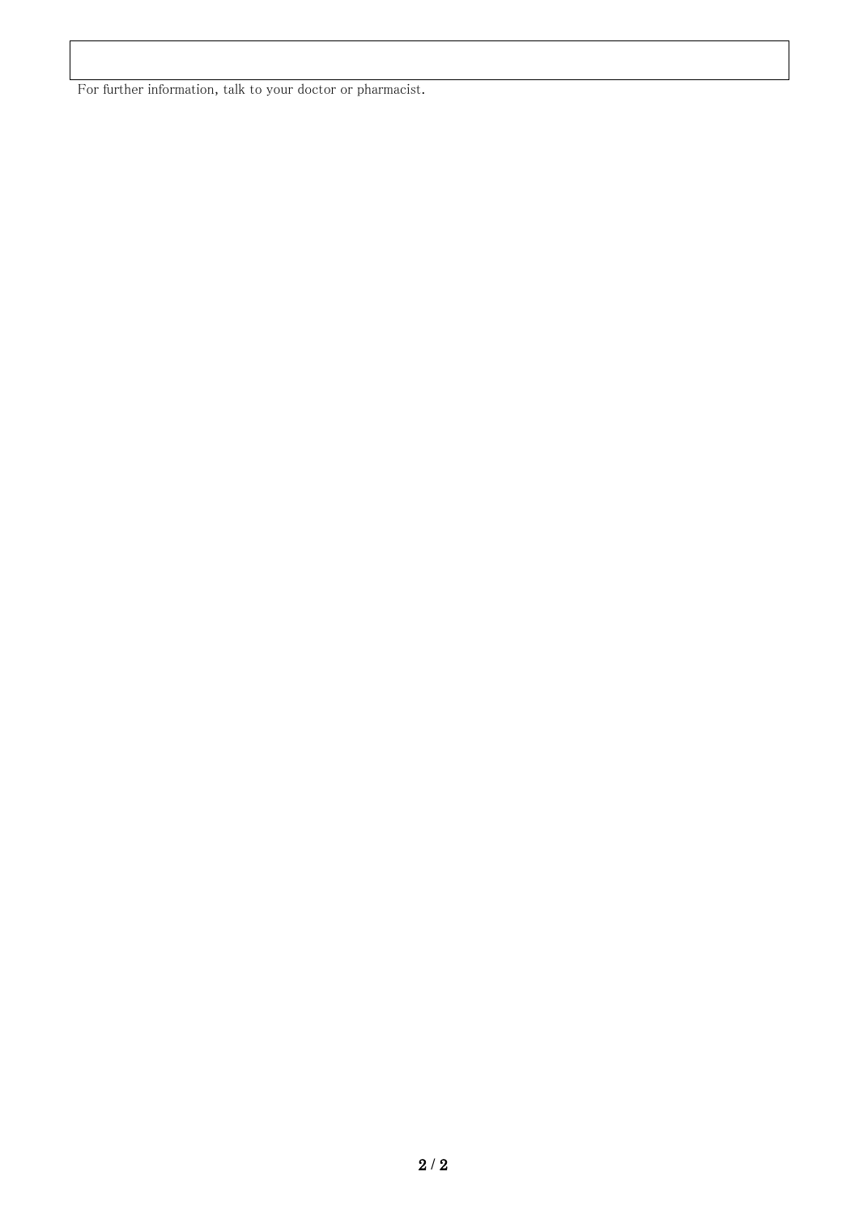For further information, talk to your doctor or pharmacist.